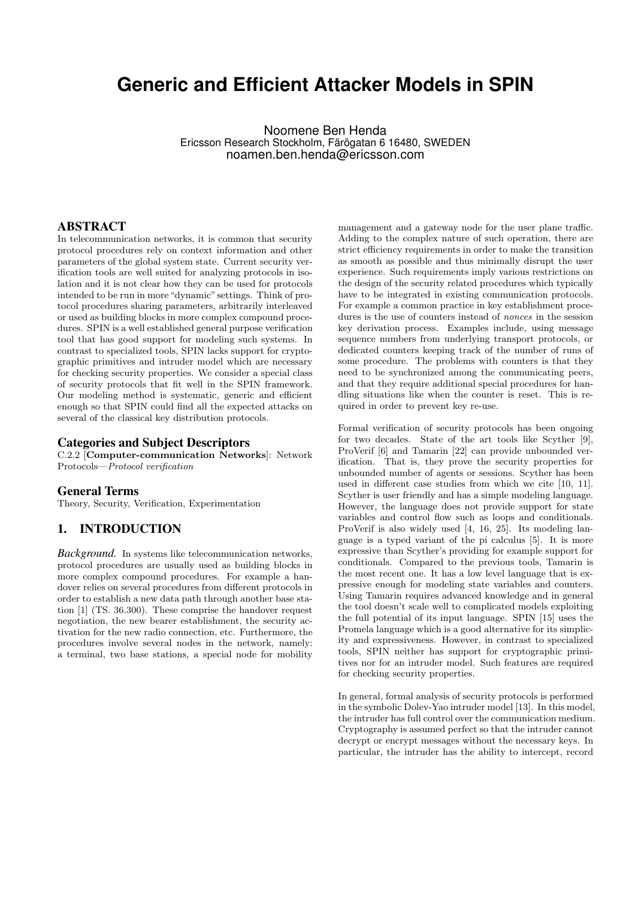# Generic and Efficient Attacker Models in SPIN

Noomene Ben Henda
Ericsson Research Stockholm, Färögatan 6 16480, SWEDEN
noamen.ben.henda@ericsson.com

## ABSTRACT

In telecommunication networks, it is common that security protocol procedures rely on context information and other parameters of the global system state. Current security verification tools are well suited for analyzing protocols in isolation and it is not clear how they can be used for protocols intended to be run in more "dynamic" settings. Think of protocol procedures sharing parameters, arbitrarily interleaved or used as building blocks in more complex compound procedures. SPIN is a well established general purpose verification tool that has good support for modeling such systems. In contrast to specialized tools, SPIN lacks support for cryptographic primitives and intruder model which are necessary for checking security properties. We consider a special class of security protocols that fit well in the SPIN framework. Our modeling method is systematic, generic and efficient enough so that SPIN could find all the expected attacks on several of the classical key distribution protocols.

### Categories and Subject Descriptors

C.2.2 [**Computer-communication Networks**]: Network Protocols—*Protocol verification*

### General Terms

Theory, Security, Verification, Experimentation

## 1. INTRODUCTION

*Background.* In systems like telecommunication networks, protocol procedures are usually used as building blocks in more complex compound procedures. For example a handover relies on several procedures from different protocols in order to establish a new data path through another base station [1] (TS. 36.300). These comprise the handover request negotiation, the new bearer establishment, the security activation for the new radio connection, etc. Furthermore, the procedures involve several nodes in the network, namely: a terminal, two base stations, a special node for mobility management and a gateway node for the user plane traffic. Adding to the complex nature of such operation, there are strict efficiency requirements in order to make the transition as smooth as possible and thus minimally disrupt the user experience. Such requirements imply various restrictions on the design of the security related procedures which typically have to be integrated in existing communication protocols. For example a common practice in key establishment procedures is the use of counters instead of *nonces* in the session key derivation process. Examples include, using message sequence numbers from underlying transport protocols, or dedicated counters keeping track of the number of runs of some procedure. The problems with counters is that they need to be synchronized among the communicating peers, and that they require additional special procedures for handling situations like when the counter is reset. This is required in order to prevent key re-use.

Formal verification of security protocols has been ongoing for two decades. State of the art tools like Scyther [9], ProVerif [6] and Tamarin [22] can provide unbounded verification. That is, they prove the security properties for unbounded number of agents or sessions. Scyther has been used in different case studies from which we cite [10, 11]. Scyther is user friendly and has a simple modeling language. However, the language does not provide support for state variables and control flow such as loops and conditionals. ProVerif is also widely used [4, 16, 25]. Its modeling language is a typed variant of the pi calculus [5]. It is more expressive than Scyther's providing for example support for conditionals. Compared to the previous tools, Tamarin is the most recent one. It has a low level language that is expressive enough for modeling state variables and counters. Using Tamarin requires advanced knowledge and in general the tool doesn't scale well to complicated models exploiting the full potential of its input language. SPIN [15] uses the Promela language which is a good alternative for its simplicity and expressiveness. However, in contrast to specialized tools, SPIN neither has support for cryptographic primitives nor for an intruder model. Such features are required for checking security properties.

In general, formal analysis of security protocols is performed in the symbolic Dolev-Yao intruder model [13]. In this model, the intruder has full control over the communication medium. Cryptography is assumed perfect so that the intruder cannot decrypt or encrypt messages without the necessary keys. In particular, the intruder has the ability to intercept, record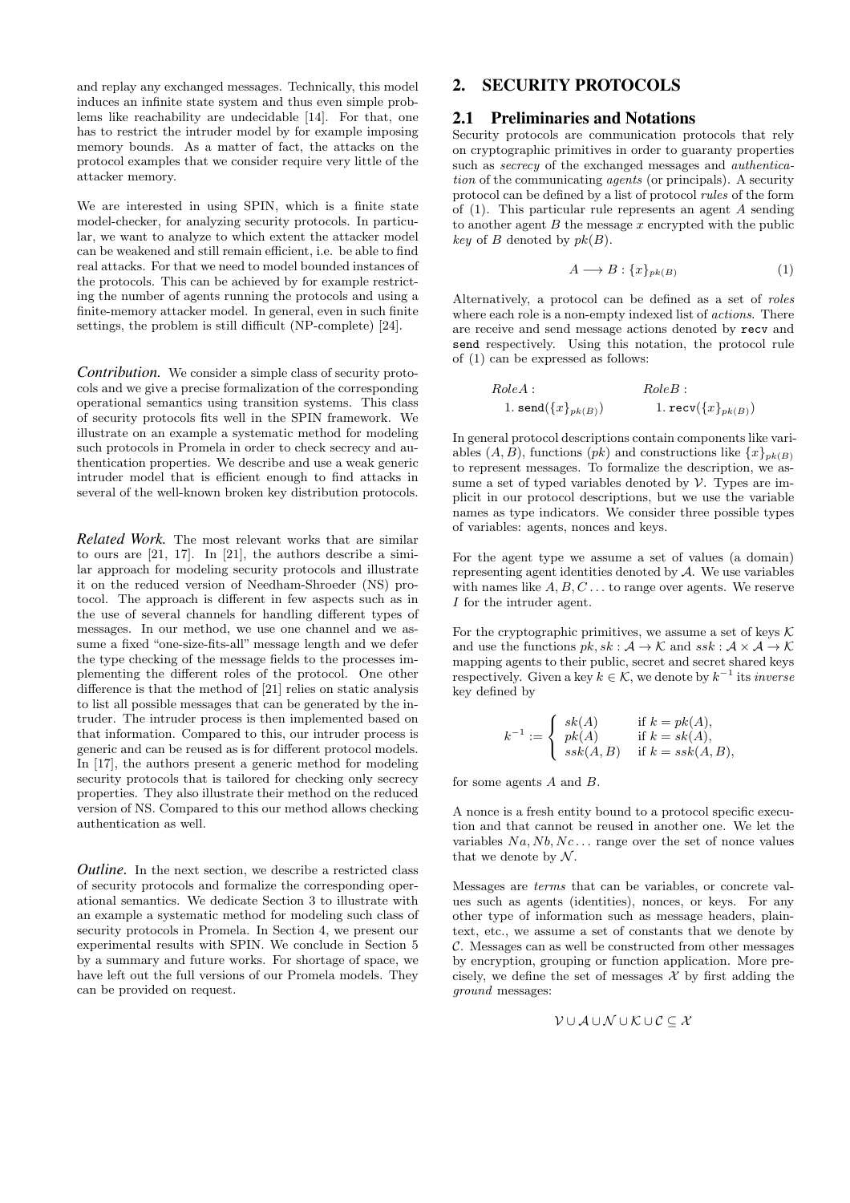and replay any exchanged messages. Technically, this model induces an infinite state system and thus even simple problems like reachability are undecidable [14]. For that, one has to restrict the intruder model by for example imposing memory bounds. As a matter of fact, the attacks on the protocol examples that we consider require very little of the attacker memory.

We are interested in using SPIN, which is a finite state model-checker, for analyzing security protocols. In particular, we want to analyze to which extent the attacker model can be weakened and still remain efficient, i.e. be able to find real attacks. For that we need to model bounded instances of the protocols. This can be achieved by for example restricting the number of agents running the protocols and using a finite-memory attacker model. In general, even in such finite settings, the problem is still difficult (NP-complete) [24].

***Contribution.*** We consider a simple class of security protocols and we give a precise formalization of the corresponding operational semantics using transition systems. This class of security protocols fits well in the SPIN framework. We illustrate on an example a systematic method for modeling such protocols in Promela in order to check secrecy and authentication properties. We describe and use a weak generic intruder model that is efficient enough to find attacks in several of the well-known broken key distribution protocols.

***Related Work.*** The most relevant works that are similar to ours are [21, 17]. In [21], the authors describe a similar approach for modeling security protocols and illustrate it on the reduced version of Needham-Shroeder (NS) protocol. The approach is different in few aspects such as in the use of several channels for handling different types of messages. In our method, we use one channel and we assume a fixed "one-size-fits-all" message length and we defer the type checking of the message fields to the processes implementing the different roles of the protocol. One other difference is that the method of [21] relies on static analysis to list all possible messages that can be generated by the intruder. The intruder process is then implemented based on that information. Compared to this, our intruder process is generic and can be reused as is for different protocol models. In [17], the authors present a generic method for modeling security protocols that is tailored for checking only secrecy properties. They also illustrate their method on the reduced version of NS. Compared to this our method allows checking authentication as well.

***Outline.*** In the next section, we describe a restricted class of security protocols and formalize the corresponding operational semantics. We dedicate Section 3 to illustrate with an example a systematic method for modeling such class of security protocols in Promela. In Section 4, we present our experimental results with SPIN. We conclude in Section 5 by a summary and future works. For shortage of space, we have left out the full versions of our Promela models. They can be provided on request.

# 2. SECURITY PROTOCOLS

## 2.1 Preliminaries and Notations

Security protocols are communication protocols that rely on cryptographic primitives in order to guaranty properties such as *secrecy* of the exchanged messages and *authentication* of the communicating *agents* (or principals). A security protocol can be defined by a list of protocol *rules* of the form of (1). This particular rule represents an agent $A$ sending to another agent $B$ the message $x$ encrypted with the public *key* of $B$ denoted by $pk(B)$.

$$A \longrightarrow B : \{x\}_{pk(B)} \tag{1}$$

Alternatively, a protocol can be defined as a set of *roles* where each role is a non-empty indexed list of *actions*. There are receive and send message actions denoted by `recv` and `send` respectively. Using this notation, the protocol rule of (1) can be expressed as follows:

$$\begin{array}{ll} RoleA: & RoleB: \\ \quad 1.\ \mathtt{send}(\{x\}_{pk(B)}) & \quad 1.\ \mathtt{recv}(\{x\}_{pk(B)}) \end{array}$$

In general protocol descriptions contain components like variables $(A, B)$, functions $(pk)$ and constructions like $\{x\}_{pk(B)}$ to represent messages. To formalize the description, we assume a set of typed variables denoted by $\mathcal{V}$. Types are implicit in our protocol descriptions, but we use the variable names as type indicators. We consider three possible types of variables: agents, nonces and keys.

For the agent type we assume a set of values (a domain) representing agent identities denoted by $\mathcal{A}$. We use variables with names like $A, B, C \ldots$ to range over agents. We reserve $I$ for the intruder agent.

For the cryptographic primitives, we assume a set of keys $\mathcal{K}$ and use the functions $pk, sk : \mathcal{A} \to \mathcal{K}$ and $ssk : \mathcal{A} \times \mathcal{A} \to \mathcal{K}$ mapping agents to their public, secret and secret shared keys respectively. Given a key $k \in \mathcal{K}$, we denote by $k^{-1}$ its *inverse* key defined by

$$k^{-1} := \begin{cases} sk(A) & \text{if } k = pk(A), \\ pk(A) & \text{if } k = sk(A), \\ ssk(A,B) & \text{if } k = ssk(A,B), \end{cases}$$

for some agents $A$ and $B$.

A nonce is a fresh entity bound to a protocol specific execution and that cannot be reused in another one. We let the variables $Na, Nb, Nc \ldots$ range over the set of nonce values that we denote by $\mathcal{N}$.

Messages are *terms* that can be variables, or concrete values such as agents (identities), nonces, or keys. For any other type of information such as message headers, plaintext, etc., we assume a set of constants that we denote by $\mathcal{C}$. Messages can as well be constructed from other messages by encryption, grouping or function application. More precisely, we define the set of messages $\mathcal{X}$ by first adding the *ground* messages:

$$\mathcal{V} \cup \mathcal{A} \cup \mathcal{N} \cup \mathcal{K} \cup \mathcal{C} \subseteq \mathcal{X}$$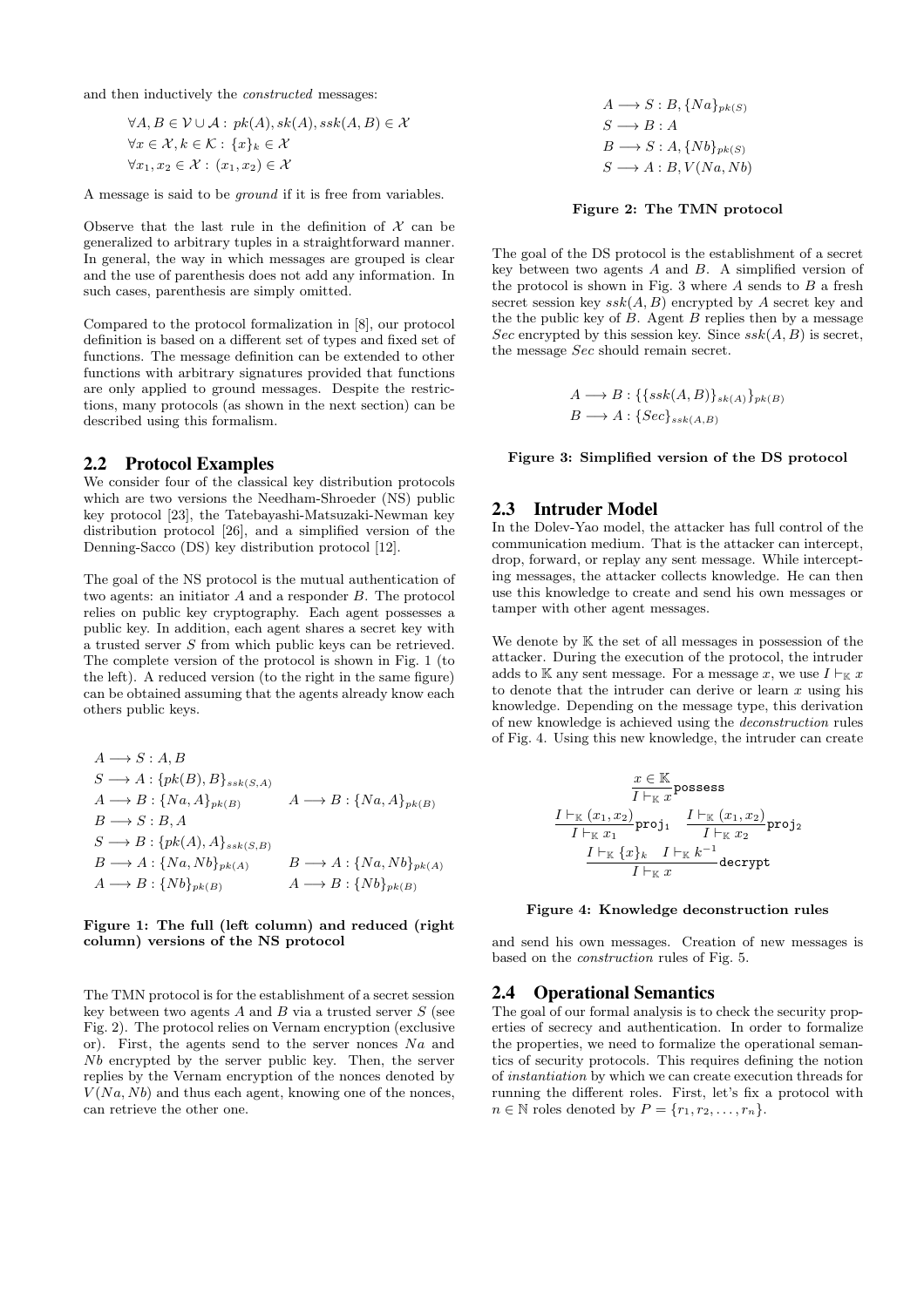and then inductively the *constructed* messages:

$$\forall A, B \in \mathcal{V} \cup \mathcal{A} : \; pk(A), sk(A), ssk(A, B) \in \mathcal{X}$$
$$\forall x \in \mathcal{X}, k \in \mathcal{K} : \; \{x\}_k \in \mathcal{X}$$
$$\forall x_1, x_2 \in \mathcal{X} : \; (x_1, x_2) \in \mathcal{X}$$

A message is said to be *ground* if it is free from variables.

Observe that the last rule in the definition of $\mathcal{X}$ can be generalized to arbitrary tuples in a straightforward manner. In general, the way in which messages are grouped is clear and the use of parenthesis does not add any information. In such cases, parenthesis are simply omitted.

Compared to the protocol formalization in [8], our protocol definition is based on a different set of types and fixed set of functions. The message definition can be extended to other functions with arbitrary signatures provided that functions are only applied to ground messages. Despite the restrictions, many protocols (as shown in the next section) can be described using this formalism.

## 2.2 Protocol Examples

We consider four of the classical key distribution protocols which are two versions the Needham-Shroeder (NS) public key protocol [23], the Tatebayashi-Matsuzaki-Newman key distribution protocol [26], and a simplified version of the Denning-Sacco (DS) key distribution protocol [12].

The goal of the NS protocol is the mutual authentication of two agents: an initiator $A$ and a responder $B$. The protocol relies on public key cryptography. Each agent possesses a public key. In addition, each agent shares a secret key with a trusted server $S$ from which public keys can be retrieved. The complete version of the protocol is shown in Fig. 1 (to the left). A reduced version (to the right in the same figure) can be obtained assuming that the agents already know each others public keys.

| Full | Reduced |
|---|---|
| $A \longrightarrow S : A, B$ | |
| $S \longrightarrow A : \{pk(B), B\}_{ssk(S,A)}$ | |
| $A \longrightarrow B : \{Na, A\}_{pk(B)}$ | $A \longrightarrow B : \{Na, A\}_{pk(B)}$ |
| $B \longrightarrow S : B, A$ | |
| $S \longrightarrow B : \{pk(A), A\}_{ssk(S,B)}$ | |
| $B \longrightarrow A : \{Na, Nb\}_{pk(A)}$ | $B \longrightarrow A : \{Na, Nb\}_{pk(A)}$ |
| $A \longrightarrow B : \{Nb\}_{pk(B)}$ | $A \longrightarrow B : \{Nb\}_{pk(B)}$ |

**Figure 1: The full (left column) and reduced (right column) versions of the NS protocol**

The TMN protocol is for the establishment of a secret session key between two agents $A$ and $B$ via a trusted server $S$ (see Fig. 2). The protocol relies on Vernam encryption (exclusive or). First, the agents send to the server nonces $Na$ and $Nb$ encrypted by the server public key. Then, the server replies by the Vernam encryption of the nonces denoted by $V(Na, Nb)$ and thus each agent, knowing one of the nonces, can retrieve the other one.

$$A \longrightarrow S : B, \{Na\}_{pk(S)}$$
$$S \longrightarrow B : A$$
$$B \longrightarrow S : A, \{Nb\}_{pk(S)}$$
$$S \longrightarrow A : B, V(Na, Nb)$$

**Figure 2: The TMN protocol**

The goal of the DS protocol is the establishment of a secret key between two agents $A$ and $B$. A simplified version of the protocol is shown in Fig. 3 where $A$ sends to $B$ a fresh secret session key $ssk(A, B)$ encrypted by $A$ secret key and the the public key of $B$. Agent $B$ replies then by a message $Sec$ encrypted by this session key. Since $ssk(A, B)$ is secret, the message $Sec$ should remain secret.

$$A \longrightarrow B : \{\{ssk(A, B)\}_{sk(A)}\}_{pk(B)}$$
$$B \longrightarrow A : \{Sec\}_{ssk(A,B)}$$

**Figure 3: Simplified version of the DS protocol**

## 2.3 Intruder Model

In the Dolev-Yao model, the attacker has full control of the communication medium. That is the attacker can intercept, drop, forward, or replay any sent message. While intercepting messages, the attacker collects knowledge. He can then use this knowledge to create and send his own messages or tamper with other agent messages.

We denote by $\mathbb{K}$ the set of all messages in possession of the attacker. During the execution of the protocol, the intruder adds to $\mathbb{K}$ any sent message. For a message $x$, we use $I \vdash_{\mathbb{K}} x$ to denote that the intruder can derive or learn $x$ using his knowledge. Depending on the message type, this derivation of new knowledge is achieved using the *deconstruction* rules of Fig. 4. Using this new knowledge, the intruder can create and send his own messages. Creation of new messages is based on the *construction* rules of Fig. 5.

$$\frac{x \in \mathbb{K}}{I \vdash_{\mathbb{K}} x}\texttt{possess}$$

$$\frac{I \vdash_{\mathbb{K}} (x_1, x_2)}{I \vdash_{\mathbb{K}} x_1}\texttt{proj}_1 \qquad \frac{I \vdash_{\mathbb{K}} (x_1, x_2)}{I \vdash_{\mathbb{K}} x_2}\texttt{proj}_2$$

$$\frac{I \vdash_{\mathbb{K}} \{x\}_k \quad I \vdash_{\mathbb{K}} k^{-1}}{I \vdash_{\mathbb{K}} x}\texttt{decrypt}$$

**Figure 4: Knowledge deconstruction rules**

## 2.4 Operational Semantics

The goal of our formal analysis is to check the security properties of secrecy and authentication. In order to formalize the properties, we need to formalize the operational semantics of security protocols. This requires defining the notion of *instantiation* by which we can create execution threads for running the different roles. First, let's fix a protocol with $n \in \mathbb{N}$ roles denoted by $P = \{r_1, r_2, \ldots, r_n\}$.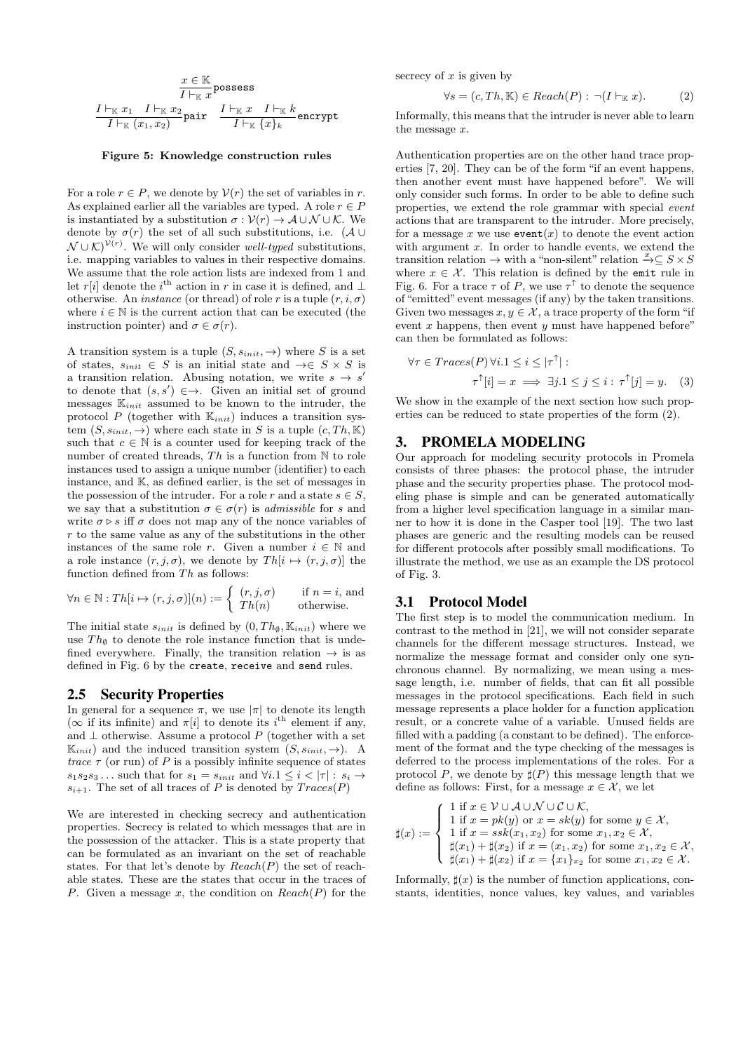$$\frac{x \in \mathbb{K}}{I \vdash_{\mathbb{K}} x}\texttt{possess}$$

$$\frac{I \vdash_{\mathbb{K}} x_1 \quad I \vdash_{\mathbb{K}} x_2}{I \vdash_{\mathbb{K}} (x_1, x_2)}\texttt{pair} \quad \frac{I \vdash_{\mathbb{K}} x \quad I \vdash_{\mathbb{K}} k}{I \vdash_{\mathbb{K}} \{x\}_k}\texttt{encrypt}$$

**Figure 5: Knowledge construction rules**

For a role $r \in P$, we denote by $\mathcal{V}(r)$ the set of variables in $r$. As explained earlier all the variables are typed. A role $r \in P$ is instantiated by a substitution $\sigma : \mathcal{V}(r) \to \mathcal{A} \cup \mathcal{N} \cup \mathcal{K}$. We denote by $\sigma(r)$ the set of all such substitutions, i.e. $(\mathcal{A} \cup \mathcal{N} \cup \mathcal{K})^{\mathcal{V}(r)}$. We will only consider *well-typed* substitutions, i.e. mapping variables to values in their respective domains. We assume that the role action lists are indexed from 1 and let $r[i]$ denote the $i^{\text{th}}$ action in $r$ in case it is defined, and $\perp$ otherwise. An *instance* (or thread) of role $r$ is a tuple $(r, i, \sigma)$ where $i \in \mathbb{N}$ is the current action that can be executed (the instruction pointer) and $\sigma \in \sigma(r)$.

A transition system is a tuple $(S, s_{init}, \to)$ where $S$ is a set of states, $s_{init} \in S$ is an initial state and $\to \in S \times S$ is a transition relation. Abusing notation, we write $s \to s'$ to denote that $(s, s') \in \to$. Given an initial set of ground messages $\mathbb{K}_{init}$ assumed to be known to the intruder, the protocol $P$ (together with $\mathbb{K}_{init}$) induces a transition system $(S, s_{init}, \to)$ where each state in $S$ is a tuple $(c, Th, \mathbb{K})$ such that $c \in \mathbb{N}$ is a counter used for keeping track of the number of created threads, $Th$ is a function from $\mathbb{N}$ to role instances used to assign a unique number (identifier) to each instance, and $\mathbb{K}$, as defined earlier, is the set of messages in the possession of the intruder. For a role $r$ and a state $s \in S$, we say that a substitution $\sigma \in \sigma(r)$ is *admissible* for $s$ and write $\sigma \triangleright s$ iff $\sigma$ does not map any of the nonce variables of $r$ to the same value as any of the substitutions in the other instances of the same role $r$. Given a number $i \in \mathbb{N}$ and a role instance $(r, j, \sigma)$, we denote by $Th[i \mapsto (r, j, \sigma)]$ the function defined from $Th$ as follows:

$$\forall n \in \mathbb{N} : Th[i \mapsto (r, j, \sigma)](n) := \begin{cases} (r, j, \sigma) & \text{if } n = i, \text{ and} \\ Th(n) & \text{otherwise.} \end{cases}$$

The initial state $s_{init}$ is defined by $(0, Th_\emptyset, \mathbb{K}_{init})$ where we use $Th_\emptyset$ to denote the role instance function that is undefined everywhere. Finally, the transition relation $\to$ is as defined in Fig. 6 by the `create`, `receive` and `send` rules.

## 2.5 Security Properties

In general for a sequence $\pi$, we use $|\pi|$ to denote its length ($\infty$ if its infinite) and $\pi[i]$ to denote its $i^{\text{th}}$ element if any, and $\perp$ otherwise. Assume a protocol $P$ (together with a set $\mathbb{K}_{init}$) and the induced transition system $(S, s_{init}, \to)$. A *trace* $\tau$ (or run) of $P$ is a possibly infinite sequence of states $s_1 s_2 s_3 \ldots$ such that for $s_1 = s_{init}$ and $\forall i. 1 \leq i < |\tau| : s_i \to s_{i+1}$. The set of all traces of $P$ is denoted by $Traces(P)$

We are interested in checking secrecy and authentication properties. Secrecy is related to which messages that are in the possession of the attacker. This is a state property that can be formulated as an invariant on the set of reachable states. For that let's denote by $Reach(P)$ the set of reachable states. These are the states that occur in the traces of $P$. Given a message $x$, the condition on $Reach(P)$ for the secrecy of $x$ is given by

$$\forall s = (c, Th, \mathbb{K}) \in Reach(P) : \neg(I \vdash_{\mathbb{K}} x). \quad (2)$$

Informally, this means that the intruder is never able to learn the message $x$.

Authentication properties are on the other hand trace properties [7, 20]. They can be of the form "if an event happens, then another event must have happened before". We will only consider such forms. In order to be able to define such properties, we extend the role grammar with special *event* actions that are transparent to the intruder. More precisely, for a message $x$ we use $\texttt{event}(x)$ to denote the event action with argument $x$. In order to handle events, we extend the transition relation $\to$ with a "non-silent" relation $\xrightarrow{x} \subseteq S \times S$ where $x \in \mathcal{X}$. This relation is defined by the `emit` rule in Fig. 6. For a trace $\tau$ of $P$, we use $\tau^\uparrow$ to denote the sequence of "emitted" event messages (if any) by the taken transitions. Given two messages $x, y \in \mathcal{X}$, a trace property of the form "if event $x$ happens, then event $y$ must have happened before" can then be formulated as follows:

$$\forall \tau \in Traces(P)\, \forall i. 1 \leq i \leq |\tau^\uparrow| : \\ \tau^\uparrow[i] = x \implies \exists j. 1 \leq j \leq i : \tau^\uparrow[j] = y. \quad (3)$$

We show in the example of the next section how such properties can be reduced to state properties of the form (2).

# 3. PROMELA MODELING

Our approach for modeling security protocols in Promela consists of three phases: the protocol phase, the intruder phase and the security properties phase. The protocol modeling phase is simple and can be generated automatically from a higher level specification language in a similar manner to how it is done in the Casper tool [19]. The two last phases are generic and the resulting models can be reused for different protocols after possibly small modifications. To illustrate the method, we use as an example the DS protocol of Fig. 3.

## 3.1 Protocol Model

The first step is to model the communication medium. In contrast to the method in [21], we will not consider separate channels for the different message structures. Instead, we normalize the message format and consider only one synchronous channel. By normalizing, we mean using a message length, i.e. number of fields, that can fit all possible messages in the protocol specifications. Each field in such message represents a place holder for a function application result, or a concrete value of a variable. Unused fields are filled with a padding (a constant to be defined). The enforcement of the format and the type checking of the messages is deferred to the process implementations of the roles. For a protocol $P$, we denote by $\sharp(P)$ this message length that we define as follows: First, for a message $x \in \mathcal{X}$, we let

$$\sharp(x) := \begin{cases} 1 \text{ if } x \in \mathcal{V} \cup \mathcal{A} \cup \mathcal{N} \cup \mathcal{C} \cup \mathcal{K}, \\ 1 \text{ if } x = pk(y) \text{ or } x = sk(y) \text{ for some } y \in \mathcal{X}, \\ 1 \text{ if } x = ssk(x_1, x_2) \text{ for some } x_1, x_2 \in \mathcal{X}, \\ \sharp(x_1) + \sharp(x_2) \text{ if } x = (x_1, x_2) \text{ for some } x_1, x_2 \in \mathcal{X}, \\ \sharp(x_1) + \sharp(x_2) \text{ if } x = \{x_1\}_{x_2} \text{ for some } x_1, x_2 \in \mathcal{X}. \end{cases}$$

Informally, $\sharp(x)$ is the number of function applications, constants, identities, nonce values, key values, and variables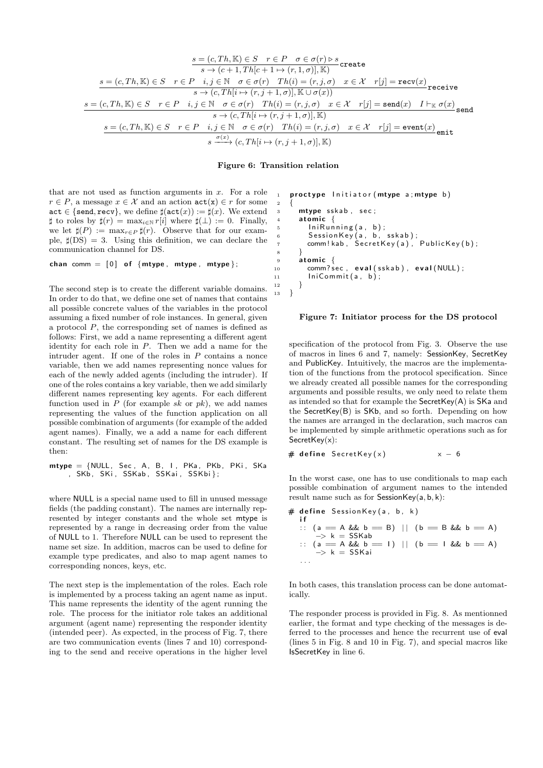$$\frac{s = (c, Th, \mathbb{K}) \in S \quad r \in P \quad \sigma \in \sigma(r) \triangleright s}{s \rightarrow (c+1, Th[c+1 \mapsto (r, 1, \sigma)], \mathbb{K})} \texttt{create}$$

$$\frac{s = (c, Th, \mathbb{K}) \in S \quad r \in P \quad i, j \in \mathbb{N} \quad \sigma \in \sigma(r) \quad Th(i) = (r, j, \sigma) \quad x \in \mathcal{X} \quad r[j] = \texttt{recv}(x)}{s \rightarrow (c, Th[i \mapsto (r, j+1, \sigma)], \mathbb{K} \cup \sigma(x))} \texttt{receive}$$

$$\frac{s = (c, Th, \mathbb{K}) \in S \quad r \in P \quad i, j \in \mathbb{N} \quad \sigma \in \sigma(r) \quad Th(i) = (r, j, \sigma) \quad x \in \mathcal{X} \quad r[j] = \texttt{send}(x) \quad I \vdash_{\mathbb{K}} \sigma(x)}{s \rightarrow (c, Th[i \mapsto (r, j+1, \sigma)], \mathbb{K})} \texttt{send}$$

$$\frac{s = (c, Th, \mathbb{K}) \in S \quad r \in P \quad i, j \in \mathbb{N} \quad \sigma \in \sigma(r) \quad Th(i) = (r, j, \sigma) \quad x \in \mathcal{X} \quad r[j] = \texttt{event}(x)}{s \xrightarrow{\sigma(x)} (c, Th[i \mapsto (r, j+1, \sigma)], \mathbb{K})} \texttt{emit}$$

**Figure 6: Transition relation**

that are not used as function arguments in $x$. For a role $r \in P$, a message $x \in \mathcal{X}$ and an action $\texttt{act}(\texttt{x}) \in r$ for some $\texttt{act} \in \{\texttt{send}, \texttt{recv}\}$, we define $\sharp(\texttt{act}(x)) := \sharp(x)$. We extend $\sharp$ to roles by $\sharp(r) = \max_{i \in \mathbb{N}} r[i]$ where $\sharp(\perp) := 0$. Finally, we let $\sharp(P) := \max_{r \in P} \sharp(r)$. Observe that for our example, $\sharp(\text{DS}) = 3$. Using this definition, we can declare the communication channel for DS.

```
chan comm = [0] of {mtype, mtype, mtype};
```

The second step is to create the different variable domains. In order to do that, we define one set of names that contains all possible concrete values of the variables in the protocol assuming a fixed number of role instances. In general, given a protocol $P$, the corresponding set of names is defined as follows: First, we add a name representing a different agent identity for each role in $P$. Then we add a name for the intruder agent. If one of the roles in $P$ contains a nonce variable, then we add names representing nonce values for each of the newly added agents (including the intruder). If one of the roles contains a key variable, then we add similarly different names representing key agents. For each different function used in $P$ (for example $sk$ or $pk$), we add names representing the values of the function application on all possible combination of arguments (for example of the added agent names). Finally, we a add a name for each different constant. The resulting set of names for the DS example is then:

```
mtype = {NULL, Sec, A, B, I, PKa, PKb, PKi, SKa
    , SKb, SKi, SSKab, SSKai, SSKbi};
```

where NULL is a special name used to fill in unused message fields (the padding constant). The names are internally represented by integer constants and the whole set mtype is represented by a range in decreasing order from the value of NULL to 1. Therefore NULL can be used to represent the name set size. In addition, macros can be used to define for example type predicates, and also to map agent names to corresponding nonces, keys, etc.

The next step is the implementation of the roles. Each role is implemented by a process taking an agent name as input. This name represents the identity of the agent running the role. The process for the initiator role takes an additional argument (agent name) representing the responder identity (intended peer). As expected, in the process of Fig. 7, there are two communication events (lines 7 and 10) corresponding to the send and receive operations in the higher level

```
1  proctype Initiator(mtype a; mtype b)
2  {
3    mtype sskab, sec;
4    atomic {
5      IniRunning(a, b);
6      SessionKey(a, b, sskab);
7      comm!kab, SecretKey(a), PublicKey(b);
8    }
9    atomic {
10     comm?sec, eval(sskab), eval(NULL);
11     IniCommit(a, b);
12   }
13 }
```

**Figure 7: Initiator process for the DS protocol**

specification of the protocol from Fig. 3. Observe the use of macros in lines 6 and 7, namely: SessionKey, SecretKey and PublicKey. Intuitively, the macros are the implementation of the functions from the protocol specification. Since we already created all possible names for the corresponding arguments and possible results, we only need to relate them as intended so that for example the SecretKey(A) is SKa and the SecretKey(B) is SKb, and so forth. Depending on how the names are arranged in the declaration, such macros can be implemented by simple arithmetic operations such as for SecretKey(x):

```
# define SecretKey(x)          x - 6
```

In the worst case, one has to use conditionals to map each possible combination of argument names to the intended result name such as for SessionKey(a, b, k):

```
# define SessionKey(a, b, k)
  if
  :: (a == A && b == B) || (b == B && b == A)
     -> k = SSKab
  :: (a == A && b == I) || (b == I && b == A)
     -> k = SSKai
  ...
```

In both cases, this translation process can be done automatically.

The responder process is provided in Fig. 8. As mentionned earlier, the format and type checking of the messages is deferred to the processes and hence the recurrent use of eval (lines 5 in Fig. 8 and 10 in Fig. 7), and special macros like IsSecretKey in line 6.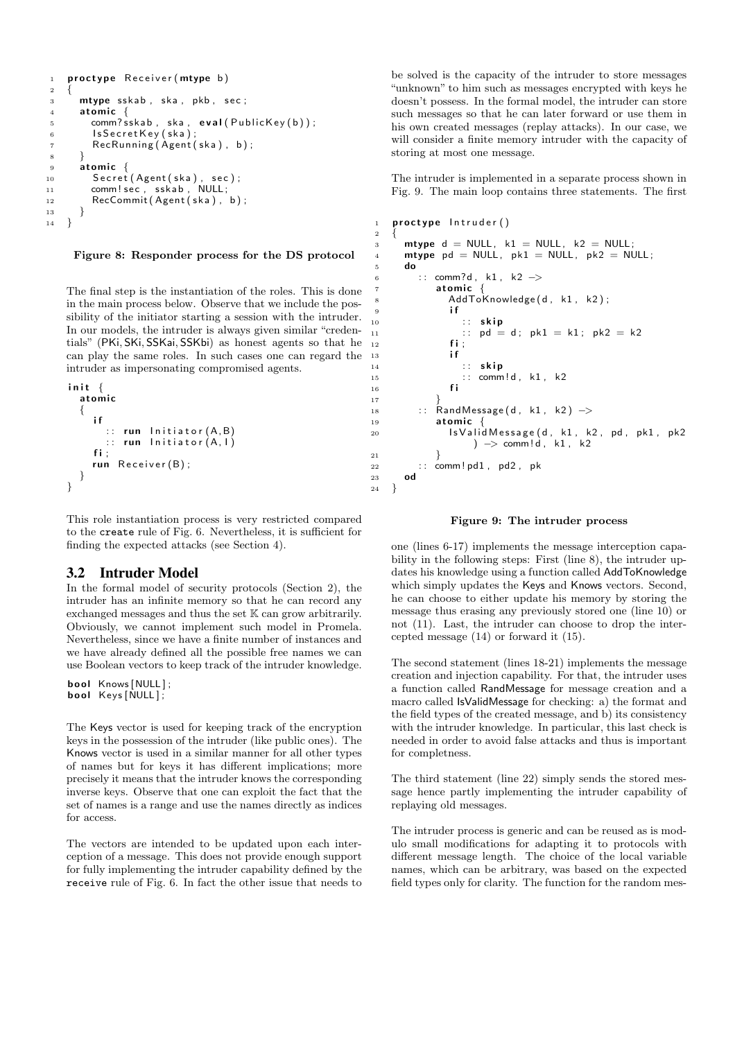```
1  proctype Receiver(mtype b)
2  {
3    mtype sskab, ska, pkb, sec;
4    atomic {
5      comm?sskab, ska, eval(PublicKey(b));
6      IsSecretKey(ska);
7      RecRunning(Agent(ska), b);
8    }
9    atomic {
10     Secret(Agent(ska), sec);
11     comm!sec, sskab, NULL;
12     RecCommit(Agent(ska), b);
13   }
14 }
```

**Figure 8: Responder process for the DS protocol**

The final step is the instantiation of the roles. This is done in the main process below. Observe that we include the possibility of the initiator starting a session with the intruder. In our models, the intruder is always given similar "credentials" (PKi, SKi, SSKai, SSKbi) as honest agents so that he can play the same roles. In such cases one can regard the intruder as impersonating compromised agents.

```
init {
  atomic
  {
    if
      :: run Initiator(A,B)
      :: run Initiator(A,I)
    fi;
    run Receiver(B);
  }
}
```

This role instantiation process is very restricted compared to the `create` rule of Fig. 6. Nevertheless, it is sufficient for finding the expected attacks (see Section 4).

## 3.2 Intruder Model

In the formal model of security protocols (Section 2), the intruder has an infinite memory so that he can record any exchanged messages and thus the set $\mathbb{K}$ can grow arbitrarily. Obviously, we cannot implement such model in Promela. Nevertheless, since we have a finite number of instances and we have already defined all the possible free names we can use Boolean vectors to keep track of the intruder knowledge.

```
bool Knows[NULL];
bool Keys[NULL];
```

The Keys vector is used for keeping track of the encryption keys in the possession of the intruder (like public ones). The Knows vector is used in a similar manner for all other types of names but for keys it has different implications; more precisely it means that the intruder knows the corresponding inverse keys. Observe that one can exploit the fact that the set of names is a range and use the names directly as indices for access.

The vectors are intended to be updated upon each interception of a message. This does not provide enough support for fully implementing the intruder capability defined by the `receive` rule of Fig. 6. In fact the other issue that needs to be solved is the capacity of the intruder to store messages "unknown" to him such as messages encrypted with keys he doesn't possess. In the formal model, the intruder can store such messages so that he can later forward or use them in his own created messages (replay attacks). In our case, we will consider a finite memory intruder with the capacity of storing at most one message.

The intruder is implemented in a separate process shown in Fig. 9. The main loop contains three statements. The first

```
1  proctype Intruder()
2  {
3    mtype d = NULL, k1 = NULL, k2 = NULL;
4    mtype pd = NULL, pk1 = NULL, pk2 = NULL;
5    do
6      :: comm?d, k1, k2 ->
7         atomic {
8           AddToKnowledge(d, k1, k2);
9           if
10            :: skip
11            :: pd = d; pk1 = k1; pk2 = k2
12          fi;
13          if
14            :: skip
15            :: comm!d, k1, k2
16          fi
17        }
18     :: RandMessage(d, k1, k2) ->
19        atomic {
20          IsValidMessage(d, k1, k2, pd, pk1, pk2
              ) -> comm!d, k1, k2
21        }
22     :: comm!pd1, pd2, pk
23   od
24 }
```

**Figure 9: The intruder process**

one (lines 6-17) implements the message interception capability in the following steps: First (line 8), the intruder updates his knowledge using a function called AddToKnowledge which simply updates the Keys and Knows vectors. Second, he can choose to either update his memory by storing the message thus erasing any previously stored one (line 10) or not (11). Last, the intruder can choose to drop the intercepted message (14) or forward it (15).

The second statement (lines 18-21) implements the message creation and injection capability. For that, the intruder uses a function called RandMessage for message creation and a macro called IsValidMessage for checking: a) the format and the field types of the created message, and b) its consistency with the intruder knowledge. In particular, this last check is needed in order to avoid false attacks and thus is important for completness.

The third statement (line 22) simply sends the stored message hence partly implementing the intruder capability of replaying old messages.

The intruder process is generic and can be reused as is modulo small modifications for adapting it to protocols with different message length. The choice of the local variable names, which can be arbitrary, was based on the expected field types only for clarity. The function for the random mes-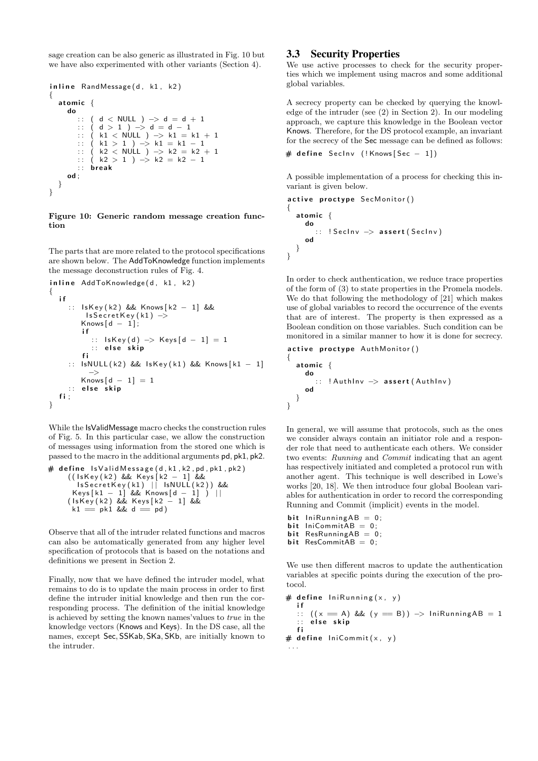sage creation can be also generic as illustrated in Fig. 10 but we have also experimented with other variants (Section 4).

```
inline RandMessage(d, k1, k2)
{
  atomic {
    do
      :: ( d < NULL ) -> d = d + 1
      :: ( d > 1 ) -> d = d - 1
      :: ( k1 < NULL ) -> k1 = k1 + 1
      :: ( k1 > 1 ) -> k1 = k1 - 1
      :: ( k2 < NULL ) -> k2 = k2 + 1
      :: ( k2 > 1 ) -> k2 = k2 - 1
      :: break
    od;
  }
}
```

**Figure 10: Generic random message creation function**

The parts that are more related to the protocol specifications are shown below. The AddToKnowledge function implements the message deconstruction rules of Fig. 4.

```
inline AddToKnowledge(d, k1, k2)
{
  if
    :: IsKey(k2) && Knows[k2 - 1] &&
        IsSecretKey(k1) ->
       Knows[d - 1];
       if
         :: IsKey(d) -> Keys[d - 1] = 1
         :: else skip
       fi
    :: IsNULL(k2) && IsKey(k1) && Knows[k1 - 1]
        ->
       Knows[d - 1] = 1
    :: else skip
  fi;
}
```

While the IsValidMessage macro checks the construction rules of Fig. 5. In this particular case, we allow the construction of messages using information from the stored one which is passed to the macro in the additional arguments pd, pk1, pk2.

```
# define IsValidMessage(d,k1,k2,pd,pk1,pk2)
    ((IsKey(k2) && Keys[k2 - 1] &&
      IsSecretKey(k1) || IsNULL(k2)) &&
     Keys[k1 - 1] && Knows[d - 1] ) ||
    (IsKey(k2) && Keys[k2 - 1] &&
     k1 == pk1 && d == pd)
```

Observe that all of the intruder related functions and macros can also be automatically generated from any higher level specification of protocols that is based on the notations and definitions we present in Section 2.

Finally, now that we have defined the intruder model, what remains to do is to update the main process in order to first define the intruder initial knowledge and then run the corresponding process. The definition of the initial knowledge is achieved by setting the known names'values to *true* in the knowledge vectors (Knows and Keys). In the DS case, all the names, except Sec, SSKab, SKa, SKb, are initially known to the intruder.

## 3.3 Security Properties

We use active processes to check for the security properties which we implement using macros and some additional global variables.

A secrecy property can be checked by querying the knowledge of the intruder (see (2) in Section 2). In our modeling approach, we capture this knowledge in the Boolean vector Knows. Therefore, for the DS protocol example, an invariant for the secrecy of the Sec message can be defined as follows:

```
# define SecInv (!Knows[Sec - 1])
```

A possible implementation of a process for checking this invariant is given below.

```
active proctype SecMonitor()
{
  atomic {
    do
      :: !SecInv -> assert(SecInv)
    od
  }
}
```

In order to check authentication, we reduce trace properties of the form of (3) to state properties in the Promela models. We do that following the methodology of [21] which makes use of global variables to record the occurrence of the events that are of interest. The property is then expressed as a Boolean condition on those variables. Such condition can be monitored in a similar manner to how it is done for secrecy.

```
active proctype AuthMonitor()
{
  atomic {
    do
      :: !AuthInv -> assert(AuthInv)
    od
  }
}
```

In general, we will assume that protocols, such as the ones we consider always contain an initiator role and a responder role that need to authenticate each others. We consider two events: *Running* and *Commit* indicating that an agent has respectively initiated and completed a protocol run with another agent. This technique is well described in Lowe's works [20, 18]. We then introduce four global Boolean variables for authentication in order to record the corresponding Running and Commit (implicit) events in the model.

```
bit IniRunningAB = 0;
bit IniCommitAB = 0;
bit ResRunningAB = 0;
bit ResCommitAB = 0;
```

We use then different macros to update the authentication variables at specific points during the execution of the protocol.

```
# define IniRunning(x, y)
  if
  :: ((x == A) && (y == B)) -> IniRunningAB = 1
  :: else skip
  fi
# define IniCommit(x, y)
...
```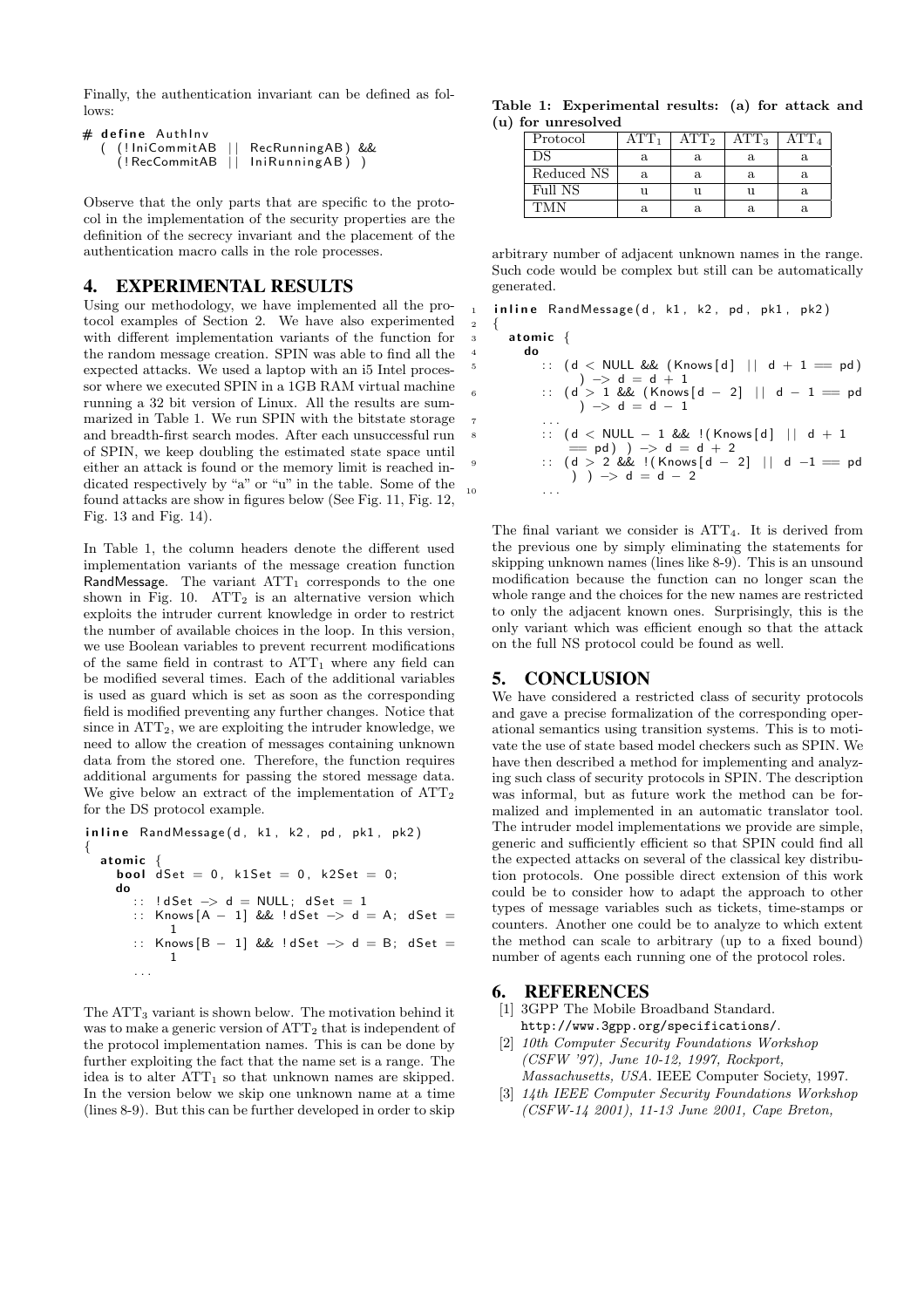Finally, the authentication invariant can be defined as follows:

```
# define AuthInv
  ( (!IniCommitAB || RecRunningAB) &&
    (!RecCommitAB || IniRunningAB) )
```

Observe that the only parts that are specific to the protocol in the implementation of the security properties are the definition of the secrecy invariant and the placement of the authentication macro calls in the role processes.

## 4. EXPERIMENTAL RESULTS

Using our methodology, we have implemented all the protocol examples of Section 2. We have also experimented with different implementation variants of the function for the random message creation. SPIN was able to find all the expected attacks. We used a laptop with an i5 Intel processor where we executed SPIN in a 1GB RAM virtual machine running a 32 bit version of Linux. All the results are summarized in Table 1. We run SPIN with the bitstate storage and breadth-first search modes. After each unsuccessful run of SPIN, we keep doubling the estimated state space until either an attack is found or the memory limit is reached indicated respectively by "a" or "u" in the table. Some of the found attacks are show in figures below (See Fig. 11, Fig. 12, Fig. 13 and Fig. 14).

In Table 1, the column headers denote the different used implementation variants of the message creation function RandMessage. The variant $ATT_1$ corresponds to the one shown in Fig. 10. $ATT_2$ is an alternative version which exploits the intruder current knowledge in order to restrict the number of available choices in the loop. In this version, we use Boolean variables to prevent recurrent modifications of the same field in contrast to $ATT_1$ where any field can be modified several times. Each of the additional variables is used as guard which is set as soon as the corresponding field is modified preventing any further changes. Notice that since in $ATT_2$, we are exploiting the intruder knowledge, we need to allow the creation of messages containing unknown data from the stored one. Therefore, the function requires additional arguments for passing the stored message data. We give below an extract of the implementation of $ATT_2$ for the DS protocol example.

```
inline RandMessage(d, k1, k2, pd, pk1, pk2)
{
  atomic {
    bool dSet = 0, k1Set = 0, k2Set = 0;
    do
      :: !dSet -> d = NULL; dSet = 1
      :: Knows[A - 1] && !dSet -> d = A; dSet =
          1
      :: Knows[B - 1] && !dSet -> d = B; dSet =
          1
      ...
```

The $ATT_3$ variant is shown below. The motivation behind it was to make a generic version of $ATT_2$ that is independent of the protocol implementation names. This is can be done by further exploiting the fact that the name set is a range. The idea is to alter $ATT_1$ so that unknown names are skipped. In the version below we skip one unknown name at a time (lines 8-9). But this can be further developed in order to skip arbitrary number of adjacent unknown names in the range. Such code would be complex but still can be automatically generated.

**Table 1: Experimental results: (a) for attack and (u) for unresolved**

| Protocol | $ATT_1$ | $ATT_2$ | $ATT_3$ | $ATT_4$ |
|---|---|---|---|---|
| DS | a | a | a | a |
| Reduced NS | a | a | a | a |
| Full NS | u | u | u | a |
| TMN | a | a | a | a |

```
1  inline RandMessage(d, k1, k2, pd, pk1, pk2)
2  {
3    atomic {
4      do
5        :: (d < NULL && (Knows[d] || d + 1 == pd)
             ) -> d = d + 1
6        :: (d > 1 && (Knows[d - 2] || d - 1 == pd
             ) -> d = d - 1
7        ...
8        :: (d < NULL - 1 && !(Knows[d] || d + 1
             == pd) ) -> d = d + 2
9        :: (d > 2 && !(Knows[d - 2] || d -1 == pd
             ) ) -> d = d - 2
10       ...
```

The final variant we consider is $ATT_4$. It is derived from the previous one by simply eliminating the statements for skipping unknown names (lines like 8-9). This is an unsound modification because the function can no longer scan the whole range and the choices for the new names are restricted to only the adjacent known ones. Surprisingly, this is the only variant which was efficient enough so that the attack on the full NS protocol could be found as well.

## 5. CONCLUSION

We have considered a restricted class of security protocols and gave a precise formalization of the corresponding operational semantics using transition systems. This is to motivate the use of state based model checkers such as SPIN. We have then described a method for implementing and analyzing such class of security protocols in SPIN. The description was informal, but as future work the method can be formalized and implemented in an automatic translator tool. The intruder model implementations we provide are simple, generic and sufficiently efficient so that SPIN could find all the expected attacks on several of the classical key distribution protocols. One possible direct extension of this work could be to consider how to adapt the approach to other types of message variables such as tickets, time-stamps or counters. Another one could be to analyze to which extent the method can scale to arbitrary (up to a fixed bound) number of agents each running one of the protocol roles.

## 6. REFERENCES

[1] 3GPP The Mobile Broadband Standard. http://www.3gpp.org/specifications/.

[2] *10th Computer Security Foundations Workshop (CSFW '97), June 10-12, 1997, Rockport, Massachusetts, USA*. IEEE Computer Society, 1997.

[3] *14th IEEE Computer Security Foundations Workshop (CSFW-14 2001), 11-13 June 2001, Cape Breton,*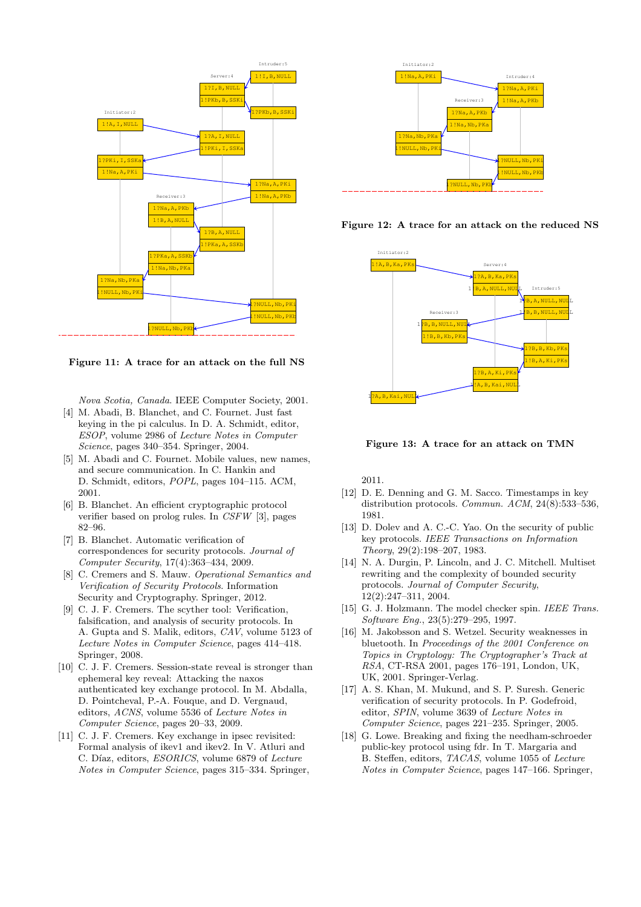**Figure 11: A trace for an attack on the full NS**

**Figure 12: A trace for an attack on the reduced NS**

**Figure 13: A trace for an attack on TMN**

*Nova Scotia, Canada*. IEEE Computer Society, 2001.

[4] M. Abadi, B. Blanchet, and C. Fournet. Just fast keying in the pi calculus. In D. A. Schmidt, editor, *ESOP*, volume 2986 of *Lecture Notes in Computer Science*, pages 340–354. Springer, 2004.

[5] M. Abadi and C. Fournet. Mobile values, new names, and secure communication. In C. Hankin and D. Schmidt, editors, *POPL*, pages 104–115. ACM, 2001.

[6] B. Blanchet. An efficient cryptographic protocol verifier based on prolog rules. In *CSFW* [3], pages 82–96.

[7] B. Blanchet. Automatic verification of correspondences for security protocols. *Journal of Computer Security*, 17(4):363–434, 2009.

[8] C. Cremers and S. Mauw. *Operational Semantics and Verification of Security Protocols*. Information Security and Cryptography. Springer, 2012.

[9] C. J. F. Cremers. The scyther tool: Verification, falsification, and analysis of security protocols. In A. Gupta and S. Malik, editors, *CAV*, volume 5123 of *Lecture Notes in Computer Science*, pages 414–418. Springer, 2008.

[10] C. J. F. Cremers. Session-state reveal is stronger than ephemeral key reveal: Attacking the naxos authenticated key exchange protocol. In M. Abdalla, D. Pointcheval, P.-A. Fouque, and D. Vergnaud, editors, *ACNS*, volume 5536 of *Lecture Notes in Computer Science*, pages 20–33, 2009.

[11] C. J. F. Cremers. Key exchange in ipsec revisited: Formal analysis of ikev1 and ikev2. In V. Atluri and C. Díaz, editors, *ESORICS*, volume 6879 of *Lecture Notes in Computer Science*, pages 315–334. Springer, 2011.

[12] D. E. Denning and G. M. Sacco. Timestamps in key distribution protocols. *Commun. ACM*, 24(8):533–536, 1981.

[13] D. Dolev and A. C.-C. Yao. On the security of public key protocols. *IEEE Transactions on Information Theory*, 29(2):198–207, 1983.

[14] N. A. Durgin, P. Lincoln, and J. C. Mitchell. Multiset rewriting and the complexity of bounded security protocols. *Journal of Computer Security*, 12(2):247–311, 2004.

[15] G. J. Holzmann. The model checker spin. *IEEE Trans. Software Eng.*, 23(5):279–295, 1997.

[16] M. Jakobsson and S. Wetzel. Security weaknesses in bluetooth. In *Proceedings of the 2001 Conference on Topics in Cryptology: The Cryptographer's Track at RSA*, CT-RSA 2001, pages 176–191, London, UK, UK, 2001. Springer-Verlag.

[17] A. S. Khan, M. Mukund, and S. P. Suresh. Generic verification of security protocols. In P. Godefroid, editor, *SPIN*, volume 3639 of *Lecture Notes in Computer Science*, pages 221–235. Springer, 2005.

[18] G. Lowe. Breaking and fixing the needham-schroeder public-key protocol using fdr. In T. Margaria and B. Steffen, editors, *TACAS*, volume 1055 of *Lecture Notes in Computer Science*, pages 147–166. Springer,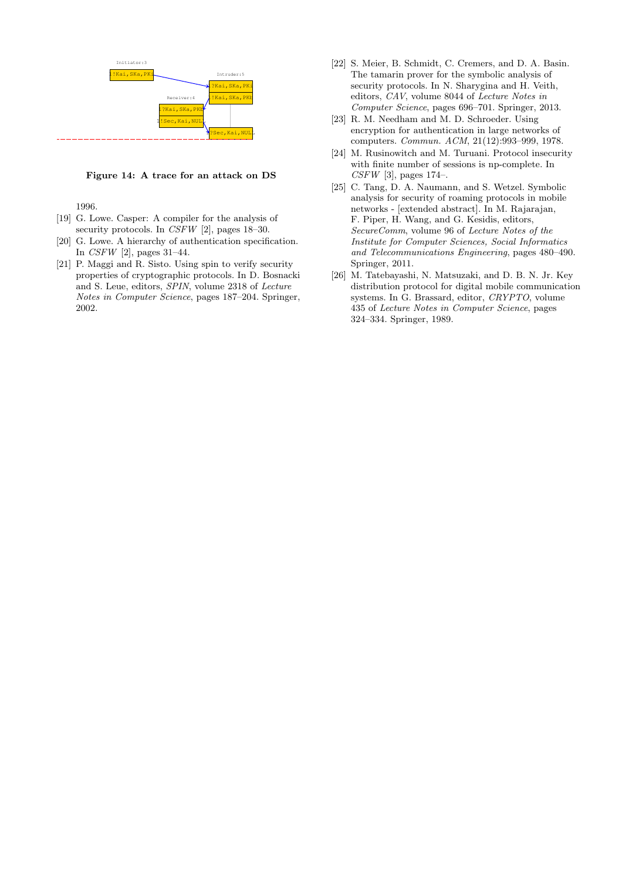Initiator:3

!Kai,SKa,PKi

Intruder:5

?Kai,SKa,PKi

!Kai,SKa,PKb

Receiver:4

?Kai,SKa,PKb

!Sec,Kai,NUL

?Sec,Kai,NUL

**Figure 14: A trace for an attack on DS**

1996.

[19] G. Lowe. Casper: A compiler for the analysis of security protocols. In *CSFW* [2], pages 18–30.

[20] G. Lowe. A hierarchy of authentication specification. In *CSFW* [2], pages 31–44.

[21] P. Maggi and R. Sisto. Using spin to verify security properties of cryptographic protocols. In D. Bosnacki and S. Leue, editors, *SPIN*, volume 2318 of *Lecture Notes in Computer Science*, pages 187–204. Springer, 2002.

[22] S. Meier, B. Schmidt, C. Cremers, and D. A. Basin. The tamarin prover for the symbolic analysis of security protocols. In N. Sharygina and H. Veith, editors, *CAV*, volume 8044 of *Lecture Notes in Computer Science*, pages 696–701. Springer, 2013.

[23] R. M. Needham and M. D. Schroeder. Using encryption for authentication in large networks of computers. *Commun. ACM*, 21(12):993–999, 1978.

[24] M. Rusinowitch and M. Turuani. Protocol insecurity with finite number of sessions is np-complete. In *CSFW* [3], pages 174–.

[25] C. Tang, D. A. Naumann, and S. Wetzel. Symbolic analysis for security of roaming protocols in mobile networks - [extended abstract]. In M. Rajarajan, F. Piper, H. Wang, and G. Kesidis, editors, *SecureComm*, volume 96 of *Lecture Notes of the Institute for Computer Sciences, Social Informatics and Telecommunications Engineering*, pages 480–490. Springer, 2011.

[26] M. Tatebayashi, N. Matsuzaki, and D. B. N. Jr. Key distribution protocol for digital mobile communication systems. In G. Brassard, editor, *CRYPTO*, volume 435 of *Lecture Notes in Computer Science*, pages 324–334. Springer, 1989.